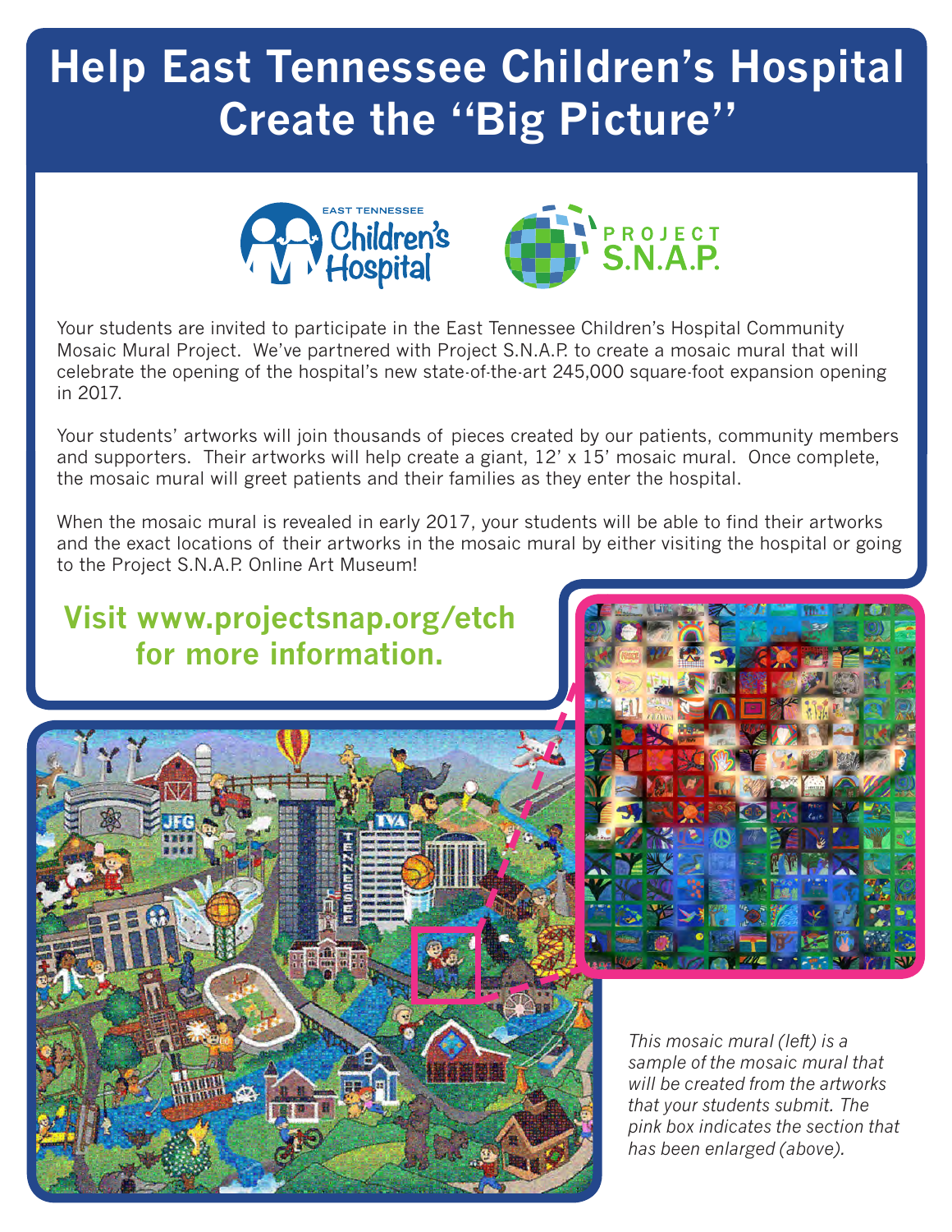# Help East Tennessee Children's Hospital Create the "Big Picture"

Your students are invited to participate in the East Tennessee Children's Hospital Community Mosaic Mural Project. We've partnered with Project S.N.A.P. to create a mosaic mural that will celebrate the opening of the hospital's new state-of-the-art 245,000 square-foot expansion opening in 2017.

Your students' artworks will join thousands of pieces created by our patients, community members and supporters. Their artworks will help create a giant, 12' x 15' mosaic mural. Once complete, the mosaic mural will greet patients and their families as they enter the hospital.

When the mosaic mural is revealed in early 2017, your students will be able to find their artworks and the exact locations of their artworks in the mosaic mural by either visiting the hospital or going to the Project S.N.A.P. Online Art Museum!

**Visit www.projectsnap.org/etch for more information.**

*This mosaic mural (left) is a sample of the mosaic mural that will be created from the artworks that your students submit. The pink box indicates the section that has been enlarged (above).*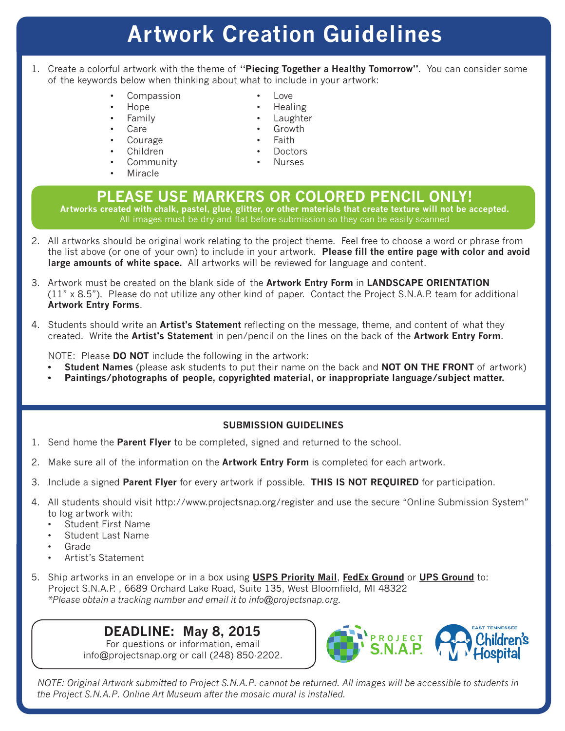# Artwork Creation Guidelines

1. Create a colorful artwork with the theme of **"Piecing Together a Healthy Tomorrow"**. You can consider some of the keywords below when thinking about what to include in your artwork:

   - Compassion
   - Hope
   - Family
   - Care
   - Courage
   - Children
   - Community
   - Miracle
   - Love
   - Healing
   - Laughter
   - Growth
   - Faith
   - Doctors
   - Nurses

## PLEASE USE MARKERS OR COLORED PENCIL ONLY!

**Artworks created with chalk, pastel, glue, glitter, or other materials that create texture will not be accepted.**
All images must be dry and flat before submission so they can be easily scanned

2. All artworks should be original work relating to the project theme. Feel free to choose a word or phrase from the list above (or one of your own) to include in your artwork. **Please fill the entire page with color and avoid large amounts of white space.** All artworks will be reviewed for language and content.

3. Artwork must be created on the blank side of the **Artwork Entry Form** in **LANDSCAPE ORIENTATION** (11" x 8.5"). Please do not utilize any other kind of paper. Contact the Project S.N.A.P. team for additional **Artwork Entry Forms**.

4. Students should write an **Artist's Statement** reflecting on the message, theme, and content of what they created. Write the **Artist's Statement** in pen/pencil on the lines on the back of the **Artwork Entry Form**.

   NOTE: Please **DO NOT** include the following in the artwork:
   - **Student Names** (please ask students to put their name on the back and **NOT ON THE FRONT** of artwork)
   - **Paintings/photographs of people, copyrighted material, or inappropriate language/subject matter.**

### SUBMISSION GUIDELINES

1. Send home the **Parent Flyer** to be completed, signed and returned to the school.
2. Make sure all of the information on the **Artwork Entry Form** is completed for each artwork.
3. Include a signed **Parent Flyer** for every artwork if possible. **THIS IS NOT REQUIRED** for participation.
4. All students should visit http://www.projectsnap.org/register and use the secure "Online Submission System" to log artwork with:
   - Student First Name
   - Student Last Name
   - Grade
   - Artist's Statement
5. Ship artworks in an envelope or in a box using **USPS Priority Mail**, **FedEx Ground** or **UPS Ground** to:
   Project S.N.A.P. , 6689 Orchard Lake Road, Suite 135, West Bloomfield, MI 48322
   *\*Please obtain a tracking number and email it to info@projectsnap.org.*

## DEADLINE: May 8, 2015

For questions or information, email info@projectsnap.org or call (248) 850-2202.

PROJECT S.N.A.P. EAST TENNESSEE Children's Hospital

*NOTE: Original Artwork submitted to Project S.N.A.P. cannot be returned. All images will be accessible to students in the Project S.N.A.P. Online Art Museum after the mosaic mural is installed.*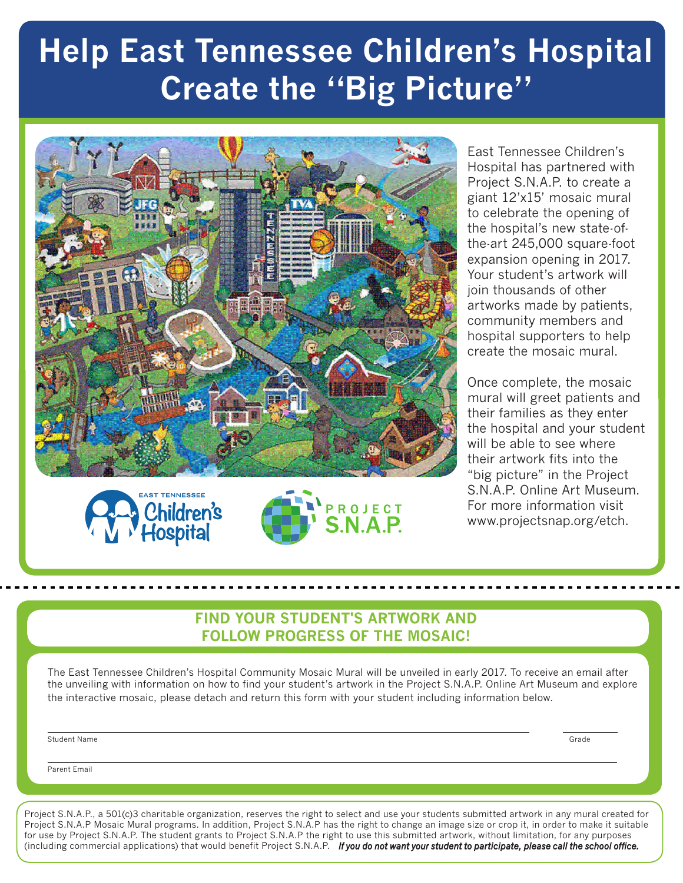# Help East Tennessee Children's Hospital Create the "Big Picture"

East Tennessee Children's Hospital has partnered with Project S.N.A.P. to create a giant 12'x15' mosaic mural to celebrate the opening of the hospital's new state-of-the-art 245,000 square-foot expansion opening in 2017. Your student's artwork will join thousands of other artworks made by patients, community members and hospital supporters to help create the mosaic mural.

Once complete, the mosaic mural will greet patients and their families as they enter the hospital and your student will be able to see where their artwork fits into the "big picture" in the Project S.N.A.P. Online Art Museum. For more information visit www.projectsnap.org/etch.

EAST TENNESSEE Children's Hospital

PROJECT S.N.A.P.

## FIND YOUR STUDENT'S ARTWORK AND FOLLOW PROGRESS OF THE MOSAIC!

The East Tennessee Children's Hospital Community Mosaic Mural will be unveiled in early 2017. To receive an email after the unveiling with information on how to find your student's artwork in the Project S.N.A.P. Online Art Museum and explore the interactive mosaic, please detach and return this form with your student including information below.

Student Name ____________________ Grade ________

Parent Email ____________________

Project S.N.A.P., a 501(c)3 charitable organization, reserves the right to select and use your students submitted artwork in any mural created for Project S.N.A.P Mosaic Mural programs. In addition, Project S.N.A.P has the right to change an image size or crop it, in order to make it suitable for use by Project S.N.A.P. The student grants to Project S.N.A.P the right to use this submitted artwork, without limitation, for any purposes (including commercial applications) that would benefit Project S.N.A.P. ***If you do not want your student to participate, please call the school office.***